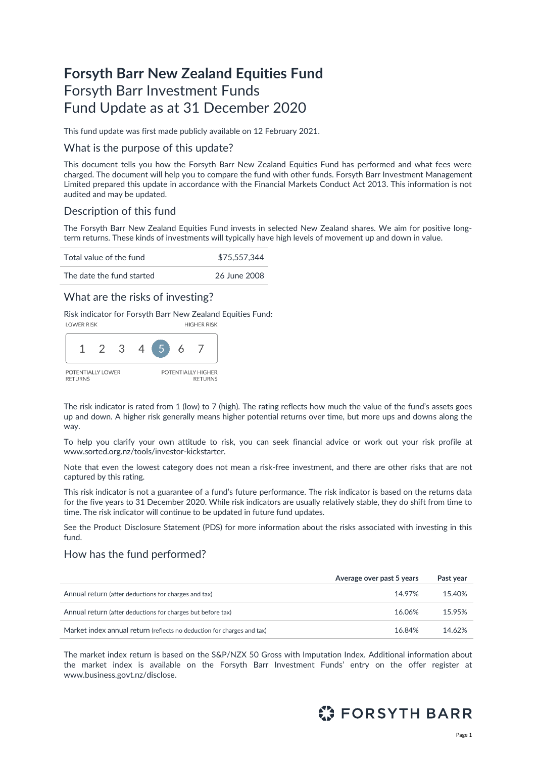# Forsyth Barr New Zealand Equities Fund

Forsyth Barr Investment Funds
Fund Update as at 31 December 2020

This fund update was first made publicly available on 12 February 2021.

## What is the purpose of this update?

This document tells you how the Forsyth Barr New Zealand Equities Fund has performed and what fees were charged. The document will help you to compare the fund with other funds. Forsyth Barr Investment Management Limited prepared this update in accordance with the Financial Markets Conduct Act 2013. This information is not audited and may be updated.

## Description of this fund

The Forsyth Barr New Zealand Equities Fund invests in selected New Zealand shares. We aim for positive long-term returns. These kinds of investments will typically have high levels of movement up and down in value.

| | |
|---|---|
| Total value of the fund | $75,557,344 |
| The date the fund started | 26 June 2008 |

## What are the risks of investing?

Risk indicator for Forsyth Barr New Zealand Equities Fund:

LOWER RISK HIGHER RISK

1 2 3 4 **5** 6 7

POTENTIALLY LOWER RETURNS POTENTIALLY HIGHER RETURNS

The risk indicator is rated from 1 (low) to 7 (high). The rating reflects how much the value of the fund's assets goes up and down. A higher risk generally means higher potential returns over time, but more ups and downs along the way.

To help you clarify your own attitude to risk, you can seek financial advice or work out your risk profile at www.sorted.org.nz/tools/investor-kickstarter.

Note that even the lowest category does not mean a risk-free investment, and there are other risks that are not captured by this rating.

This risk indicator is not a guarantee of a fund's future performance. The risk indicator is based on the returns data for the five years to 31 December 2020. While risk indicators are usually relatively stable, they do shift from time to time. The risk indicator will continue to be updated in future fund updates.

See the Product Disclosure Statement (PDS) for more information about the risks associated with investing in this fund.

## How has the fund performed?

| | Average over past 5 years | Past year |
|---|---|---|
| Annual return (after deductions for charges and tax) | 14.97% | 15.40% |
| Annual return (after deductions for charges but before tax) | 16.06% | 15.95% |
| Market index annual return (reflects no deduction for charges and tax) | 16.84% | 14.62% |

The market index return is based on the S&P/NZX 50 Gross with Imputation Index. Additional information about the market index is available on the Forsyth Barr Investment Funds' entry on the offer register at www.business.govt.nz/disclose.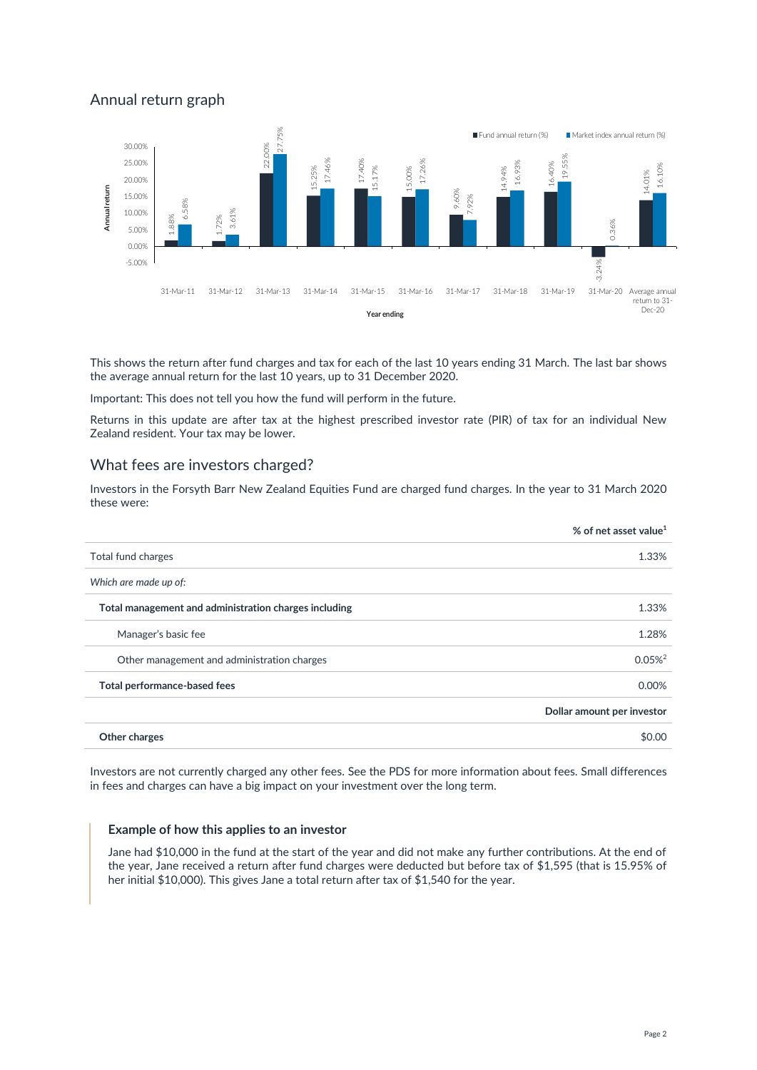## Annual return graph

Fund annual return (%)
Market index annual return (%)

Annual return

30.00%
25.00%
20.00%
15.00%
10.00%
5.00%
0.00%
-5.00%

1.88%
6.58%
1.72%
3.61%
22.00%
27.75%
15.25%
17.46%
17.40%
15.17%
15.00%
17.26%
9.60%
7.92%
14.94%
16.93%
16.40%
19.55%
-3.24%
0.36%
14.01%
16.10%

31-Mar-11
31-Mar-12
31-Mar-13
31-Mar-14
31-Mar-15
31-Mar-16
31-Mar-17
31-Mar-18
31-Mar-19
31-Mar-20
Average annual return to 31-Dec-20

Year ending

This shows the return after fund charges and tax for each of the last 10 years ending 31 March. The last bar shows the average annual return for the last 10 years, up to 31 December 2020.

Important: This does not tell you how the fund will perform in the future.

Returns in this update are after tax at the highest prescribed investor rate (PIR) of tax for an individual New Zealand resident. Your tax may be lower.

## What fees are investors charged?

Investors in the Forsyth Barr New Zealand Equities Fund are charged fund charges. In the year to 31 March 2020 these were:

| | % of net asset value[1] |
|---|---|
| Total fund charges | 1.33% |
| *Which are made up of:* | |
| **Total management and administration charges including** | 1.33% |
| Manager's basic fee | 1.28% |
| Other management and administration charges | 0.05%[2] |
| **Total performance-based fees** | 0.00% |
| | **Dollar amount per investor** |
| **Other charges** | $0.00 |

Investors are not currently charged any other fees. See the PDS for more information about fees. Small differences in fees and charges can have a big impact on your investment over the long term.

### Example of how this applies to an investor

Jane had $10,000 in the fund at the start of the year and did not make any further contributions. At the end of the year, Jane received a return after fund charges were deducted but before tax of $1,595 (that is 15.95% of her initial $10,000). This gives Jane a total return after tax of $1,540 for the year.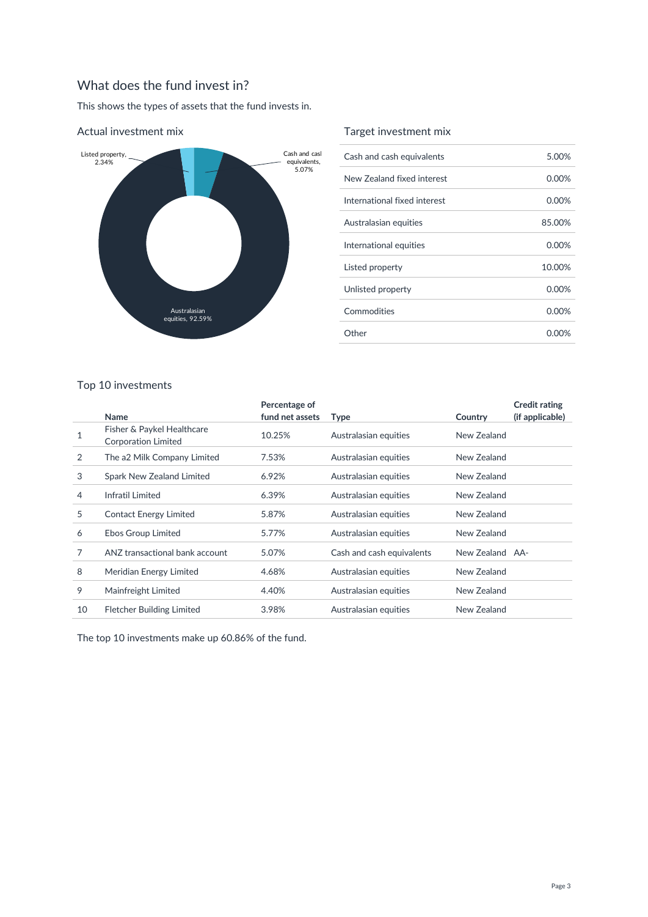## What does the fund invest in?

This shows the types of assets that the fund invests in.

### Actual investment mix

Listed property, 2.34%

Cash and casl equivalents, 5.07%

Australasian equities, 92.59%

### Target investment mix

| | |
|---|---|
| Cash and cash equivalents | 5.00% |
| New Zealand fixed interest | 0.00% |
| International fixed interest | 0.00% |
| Australasian equities | 85.00% |
| International equities | 0.00% |
| Listed property | 10.00% |
| Unlisted property | 0.00% |
| Commodities | 0.00% |
| Other | 0.00% |

### Top 10 investments

| | Name | Percentage of fund net assets | Type | Country | Credit rating (if applicable) |
|---|---|---|---|---|---|
| 1 | Fisher & Paykel Healthcare Corporation Limited | 10.25% | Australasian equities | New Zealand | |
| 2 | The a2 Milk Company Limited | 7.53% | Australasian equities | New Zealand | |
| 3 | Spark New Zealand Limited | 6.92% | Australasian equities | New Zealand | |
| 4 | Infratil Limited | 6.39% | Australasian equities | New Zealand | |
| 5 | Contact Energy Limited | 5.87% | Australasian equities | New Zealand | |
| 6 | Ebos Group Limited | 5.77% | Australasian equities | New Zealand | |
| 7 | ANZ transactional bank account | 5.07% | Cash and cash equivalents | New Zealand | AA- |
| 8 | Meridian Energy Limited | 4.68% | Australasian equities | New Zealand | |
| 9 | Mainfreight Limited | 4.40% | Australasian equities | New Zealand | |
| 10 | Fletcher Building Limited | 3.98% | Australasian equities | New Zealand | |

The top 10 investments make up 60.86% of the fund.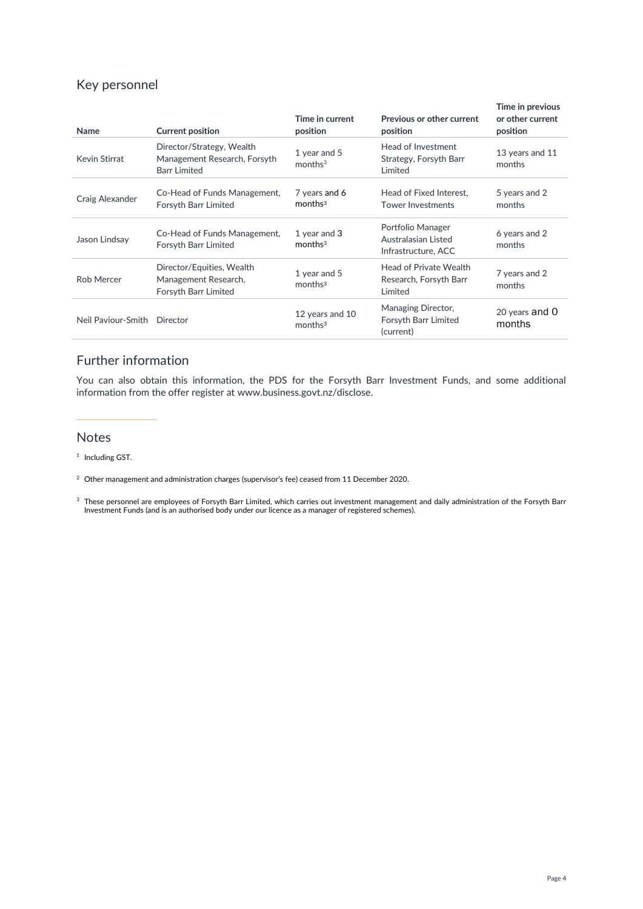## Key personnel

| Name | Current position | Time in current position | Previous or other current position | Time in previous or other current position |
|---|---|---|---|---|
| Kevin Stirrat | Director/Strategy, Wealth Management Research, Forsyth Barr Limited | 1 year and 5 months[3] | Head of Investment Strategy, Forsyth Barr Limited | 13 years and 11 months |
| Craig Alexander | Co-Head of Funds Management, Forsyth Barr Limited | 7 years and 6 months[3] | Head of Fixed Interest, Tower Investments | 5 years and 2 months |
| Jason Lindsay | Co-Head of Funds Management, Forsyth Barr Limited | 1 year and 3 months[3] | Portfolio Manager Australasian Listed Infrastructure, ACC | 6 years and 2 months |
| Rob Mercer | Director/Equities, Wealth Management Research, Forsyth Barr Limited | 1 year and 5 months[3] | Head of Private Wealth Research, Forsyth Barr Limited | 7 years and 2 months |
| Neil Paviour-Smith | Director | 12 years and 10 months[3] | Managing Director, Forsyth Barr Limited (current) | 20 years and 0 months |

## Further information

You can also obtain this information, the PDS for the Forsyth Barr Investment Funds, and some additional information from the offer register at www.business.govt.nz/disclose.

## Notes

[1] Including GST.

[2] Other management and administration charges (supervisor's fee) ceased from 11 December 2020.

[3] These personnel are employees of Forsyth Barr Limited, which carries out investment management and daily administration of the Forsyth Barr Investment Funds (and is an authorised body under our licence as a manager of registered schemes).